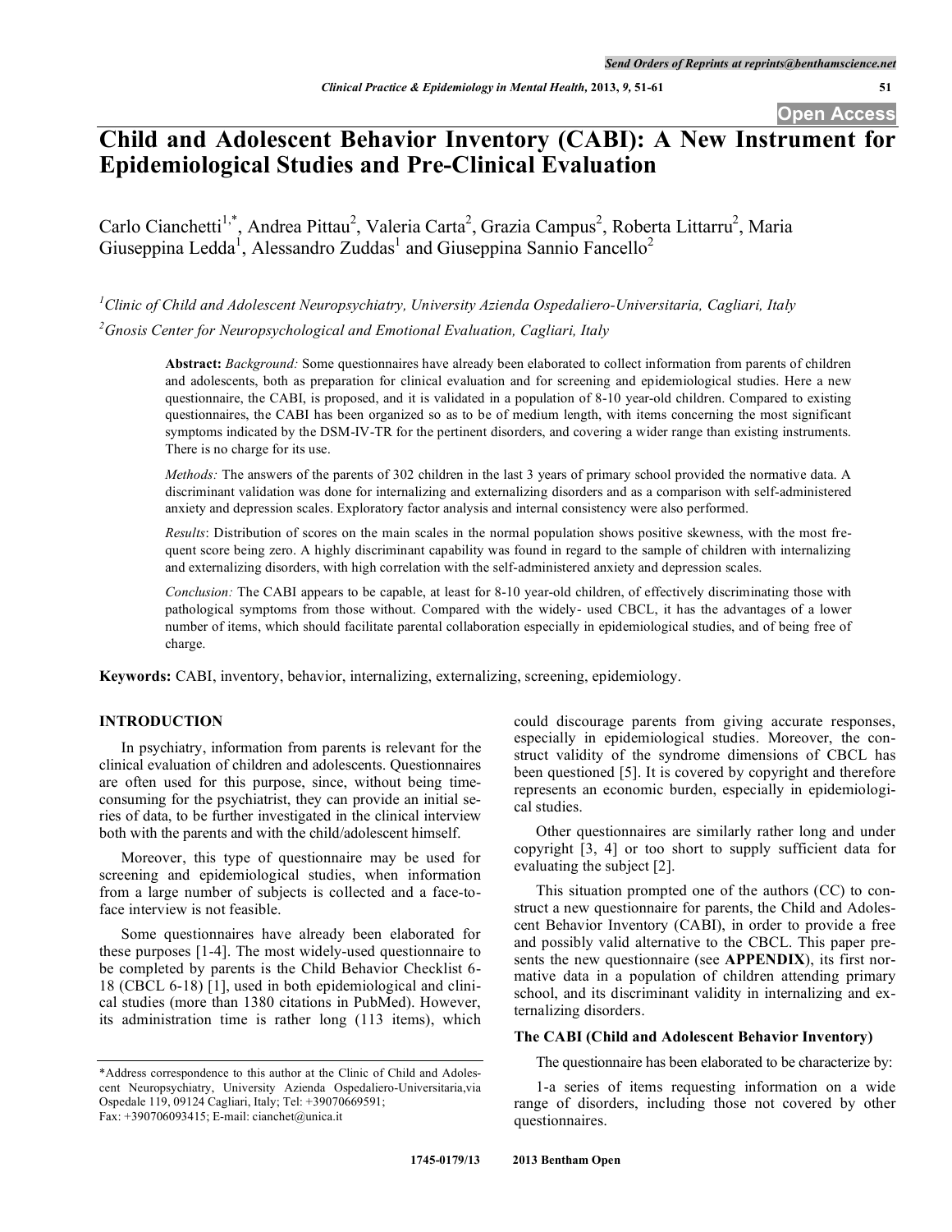# Child and Adolescent Behavior Inventory (CABI): A New Instrument for Epidemiological Studies and Pre-Clinical Evaluation

Carlo Cianchetti[1,*], Andrea Pittau[2], Valeria Carta[2], Grazia Campus[2], Roberta Littarru[2], Maria Giuseppina Ledda[1], Alessandro Zuddas[1] and Giuseppina Sannio Fancello[2]

[1]*Clinic of Child and Adolescent Neuropsychiatry, University Azienda Ospedaliero-Universitaria, Cagliari, Italy*

[2]*Gnosis Center for Neuropsychological and Emotional Evaluation, Cagliari, Italy*

**Abstract:** *Background:* Some questionnaires have already been elaborated to collect information from parents of children and adolescents, both as preparation for clinical evaluation and for screening and epidemiological studies. Here a new questionnaire, the CABI, is proposed, and it is validated in a population of 8-10 year-old children. Compared to existing questionnaires, the CABI has been organized so as to be of medium length, with items concerning the most significant symptoms indicated by the DSM-IV-TR for the pertinent disorders, and covering a wider range than existing instruments. There is no charge for its use.

*Methods:* The answers of the parents of 302 children in the last 3 years of primary school provided the normative data. A discriminant validation was done for internalizing and externalizing disorders and as a comparison with self-administered anxiety and depression scales. Exploratory factor analysis and internal consistency were also performed.

*Results*: Distribution of scores on the main scales in the normal population shows positive skewness, with the most frequent score being zero. A highly discriminant capability was found in regard to the sample of children with internalizing and externalizing disorders, with high correlation with the self-administered anxiety and depression scales.

*Conclusion:* The CABI appears to be capable, at least for 8-10 year-old children, of effectively discriminating those with pathological symptoms from those without. Compared with the widely- used CBCL, it has the advantages of a lower number of items, which should facilitate parental collaboration especially in epidemiological studies, and of being free of charge.

**Keywords:** CABI, inventory, behavior, internalizing, externalizing, screening, epidemiology.

## INTRODUCTION

In psychiatry, information from parents is relevant for the clinical evaluation of children and adolescents. Questionnaires are often used for this purpose, since, without being time-consuming for the psychiatrist, they can provide an initial series of data, to be further investigated in the clinical interview both with the parents and with the child/adolescent himself.

Moreover, this type of questionnaire may be used for screening and epidemiological studies, when information from a large number of subjects is collected and a face-to-face interview is not feasible.

Some questionnaires have already been elaborated for these purposes [1-4]. The most widely-used questionnaire to be completed by parents is the Child Behavior Checklist 6-18 (CBCL 6-18) [1], used in both epidemiological and clinical studies (more than 1380 citations in PubMed). However, its administration time is rather long (113 items), which could discourage parents from giving accurate responses, especially in epidemiological studies. Moreover, the construct validity of the syndrome dimensions of CBCL has been questioned [5]. It is covered by copyright and therefore represents an economic burden, especially in epidemiological studies.

Other questionnaires are similarly rather long and under copyright [3, 4] or too short to supply sufficient data for evaluating the subject [2].

This situation prompted one of the authors (CC) to construct a new questionnaire for parents, the Child and Adolescent Behavior Inventory (CABI), in order to provide a free and possibly valid alternative to the CBCL. This paper presents the new questionnaire (see **APPENDIX**), its first normative data in a population of children attending primary school, and its discriminant validity in internalizing and externalizing disorders.

### The CABI (Child and Adolescent Behavior Inventory)

The questionnaire has been elaborated to be characterize by:

1-a series of items requesting information on a wide range of disorders, including those not covered by other questionnaires.

*Address correspondence to this author at the Clinic of Child and Adolescent Neuropsychiatry, University Azienda Ospedaliero-Universitaria,via Ospedale 119, 09124 Cagliari, Italy; Tel: +39070669591; Fax: +390706093415; E-mail: cianchet@unica.it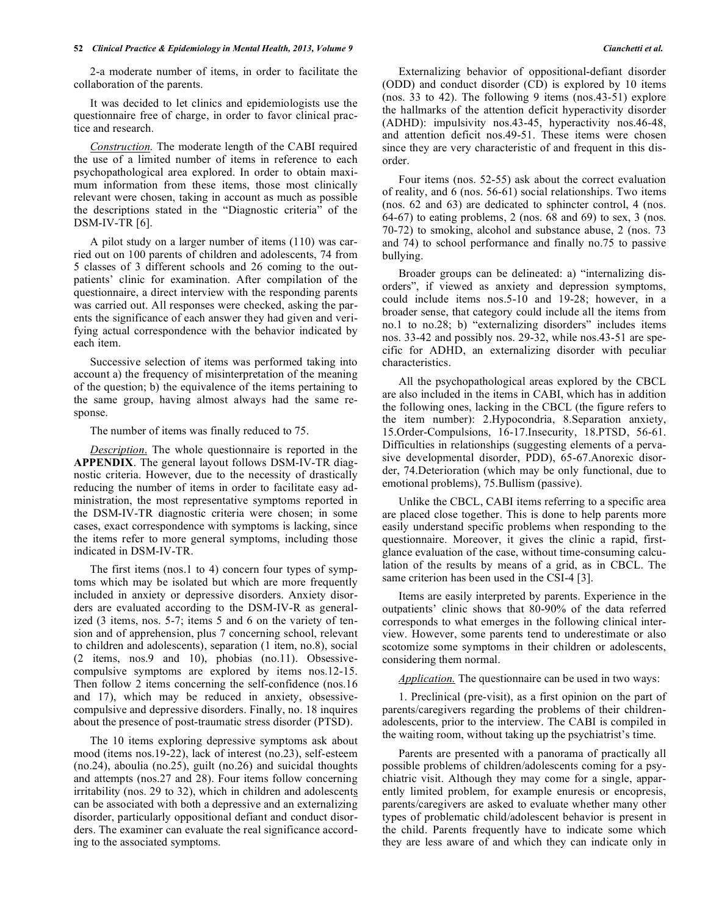2-a moderate number of items, in order to facilitate the collaboration of the parents.

It was decided to let clinics and epidemiologists use the questionnaire free of charge, in order to favor clinical practice and research.

*Construction.* The moderate length of the CABI required the use of a limited number of items in reference to each psychopathological area explored. In order to obtain maximum information from these items, those most clinically relevant were chosen, taking in account as much as possible the descriptions stated in the "Diagnostic criteria" of the DSM-IV-TR [6].

A pilot study on a larger number of items (110) was carried out on 100 parents of children and adolescents, 74 from 5 classes of 3 different schools and 26 coming to the outpatients' clinic for examination. After compilation of the questionnaire, a direct interview with the responding parents was carried out. All responses were checked, asking the parents the significance of each answer they had given and verifying actual correspondence with the behavior indicated by each item.

Successive selection of items was performed taking into account a) the frequency of misinterpretation of the meaning of the question; b) the equivalence of the items pertaining to the same group, having almost always had the same response.

The number of items was finally reduced to 75.

*Description.* The whole questionnaire is reported in the **APPENDIX**. The general layout follows DSM-IV-TR diagnostic criteria. However, due to the necessity of drastically reducing the number of items in order to facilitate easy administration, the most representative symptoms reported in the DSM-IV-TR diagnostic criteria were chosen; in some cases, exact correspondence with symptoms is lacking, since the items refer to more general symptoms, including those indicated in DSM-IV-TR.

The first items (nos.1 to 4) concern four types of symptoms which may be isolated but which are more frequently included in anxiety or depressive disorders. Anxiety disorders are evaluated according to the DSM-IV-R as generalized (3 items, nos. 5-7; items 5 and 6 on the variety of tension and of apprehension, plus 7 concerning school, relevant to children and adolescents), separation (1 item, no.8), social (2 items, nos.9 and 10), phobias (no.11). Obsessive-compulsive symptoms are explored by items nos.12-15. Then follow 2 items concerning the self-confidence (nos.16 and 17), which may be reduced in anxiety, obsessive-compulsive and depressive disorders. Finally, no. 18 inquires about the presence of post-traumatic stress disorder (PTSD).

The 10 items exploring depressive symptoms ask about mood (items nos.19-22), lack of interest (no.23), self-esteem (no.24), aboulia (no.25), guilt (no.26) and suicidal thoughts and attempts (nos.27 and 28). Four items follow concerning irritability (nos. 29 to 32), which in children and adolescents can be associated with both a depressive and an externalizing disorder, particularly oppositional defiant and conduct disorders. The examiner can evaluate the real significance according to the associated symptoms.

Externalizing behavior of oppositional-defiant disorder (ODD) and conduct disorder (CD) is explored by 10 items (nos. 33 to 42). The following 9 items (nos.43-51) explore the hallmarks of the attention deficit hyperactivity disorder (ADHD): impulsivity nos.43-45, hyperactivity nos.46-48, and attention deficit nos.49-51. These items were chosen since they are very characteristic of and frequent in this disorder.

Four items (nos. 52-55) ask about the correct evaluation of reality, and 6 (nos. 56-61) social relationships. Two items (nos. 62 and 63) are dedicated to sphincter control, 4 (nos. 64-67) to eating problems, 2 (nos. 68 and 69) to sex, 3 (nos. 70-72) to smoking, alcohol and substance abuse, 2 (nos. 73 and 74) to school performance and finally no.75 to passive bullying.

Broader groups can be delineated: a) "internalizing disorders", if viewed as anxiety and depression symptoms, could include items nos.5-10 and 19-28; however, in a broader sense, that category could include all the items from no.1 to no.28; b) "externalizing disorders" includes items nos. 33-42 and possibly nos. 29-32, while nos.43-51 are specific for ADHD, an externalizing disorder with peculiar characteristics.

All the psychopathological areas explored by the CBCL are also included in the items in CABI, which has in addition the following ones, lacking in the CBCL (the figure refers to the item number): 2.Hypocondria, 8.Separation anxiety, 15.Order-Compulsions, 16-17.Insecurity, 18.PTSD, 56-61. Difficulties in relationships (suggesting elements of a pervasive developmental disorder, PDD), 65-67.Anorexic disorder, 74.Deterioration (which may be only functional, due to emotional problems), 75.Bullism (passive).

Unlike the CBCL, CABI items referring to a specific area are placed close together. This is done to help parents more easily understand specific problems when responding to the questionnaire. Moreover, it gives the clinic a rapid, first-glance evaluation of the case, without time-consuming calculation of the results by means of a grid, as in CBCL. The same criterion has been used in the CSI-4 [3].

Items are easily interpreted by parents. Experience in the outpatients' clinic shows that 80-90% of the data referred corresponds to what emerges in the following clinical interview. However, some parents tend to underestimate or also scotomize some symptoms in their children or adolescents, considering them normal.

*Application.* The questionnaire can be used in two ways:

1. Preclinical (pre-visit), as a first opinion on the part of parents/caregivers regarding the problems of their children-adolescents, prior to the interview. The CABI is compiled in the waiting room, without taking up the psychiatrist's time.

Parents are presented with a panorama of practically all possible problems of children/adolescents coming for a psychiatric visit. Although they may come for a single, apparently limited problem, for example enuresis or encopresis, parents/caregivers are asked to evaluate whether many other types of problematic child/adolescent behavior is present in the child. Parents frequently have to indicate some which they are less aware of and which they can indicate only in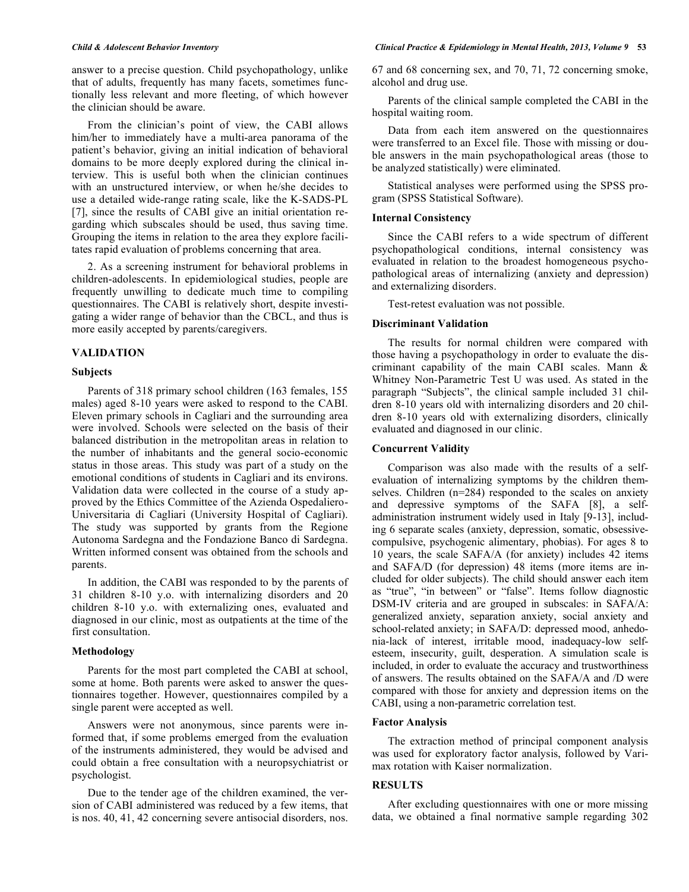answer to a precise question. Child psychopathology, unlike that of adults, frequently has many facets, sometimes functionally less relevant and more fleeting, of which however the clinician should be aware.

From the clinician's point of view, the CABI allows him/her to immediately have a multi-area panorama of the patient's behavior, giving an initial indication of behavioral domains to be more deeply explored during the clinical interview. This is useful both when the clinician continues with an unstructured interview, or when he/she decides to use a detailed wide-range rating scale, like the K-SADS-PL [7], since the results of CABI give an initial orientation regarding which subscales should be used, thus saving time. Grouping the items in relation to the area they explore facilitates rapid evaluation of problems concerning that area.

2. As a screening instrument for behavioral problems in children-adolescents. In epidemiological studies, people are frequently unwilling to dedicate much time to compiling questionnaires. The CABI is relatively short, despite investigating a wider range of behavior than the CBCL, and thus is more easily accepted by parents/caregivers.

## VALIDATION

### Subjects

Parents of 318 primary school children (163 females, 155 males) aged 8-10 years were asked to respond to the CABI. Eleven primary schools in Cagliari and the surrounding area were involved. Schools were selected on the basis of their balanced distribution in the metropolitan areas in relation to the number of inhabitants and the general socio-economic status in those areas. This study was part of a study on the emotional conditions of students in Cagliari and its environs. Validation data were collected in the course of a study approved by the Ethics Committee of the Azienda Ospedaliero-Universitaria di Cagliari (University Hospital of Cagliari). The study was supported by grants from the Regione Autonoma Sardegna and the Fondazione Banco di Sardegna. Written informed consent was obtained from the schools and parents.

In addition, the CABI was responded to by the parents of 31 children 8-10 y.o. with internalizing disorders and 20 children 8-10 y.o. with externalizing ones, evaluated and diagnosed in our clinic, most as outpatients at the time of the first consultation.

### Methodology

Parents for the most part completed the CABI at school, some at home. Both parents were asked to answer the questionnaires together. However, questionnaires compiled by a single parent were accepted as well.

Answers were not anonymous, since parents were informed that, if some problems emerged from the evaluation of the instruments administered, they would be advised and could obtain a free consultation with a neuropsychiatrist or psychologist.

Due to the tender age of the children examined, the version of CABI administered was reduced by a few items, that is nos. 40, 41, 42 concerning severe antisocial disorders, nos. 67 and 68 concerning sex, and 70, 71, 72 concerning smoke, alcohol and drug use.

Parents of the clinical sample completed the CABI in the hospital waiting room.

Data from each item answered on the questionnaires were transferred to an Excel file. Those with missing or double answers in the main psychopathological areas (those to be analyzed statistically) were eliminated.

Statistical analyses were performed using the SPSS program (SPSS Statistical Software).

### Internal Consistency

Since the CABI refers to a wide spectrum of different psychopathological conditions, internal consistency was evaluated in relation to the broadest homogeneous psychopathological areas of internalizing (anxiety and depression) and externalizing disorders.

Test-retest evaluation was not possible.

### Discriminant Validation

The results for normal children were compared with those having a psychopathology in order to evaluate the discriminant capability of the main CABI scales. Mann & Whitney Non-Parametric Test U was used. As stated in the paragraph "Subjects", the clinical sample included 31 children 8-10 years old with internalizing disorders and 20 children 8-10 years old with externalizing disorders, clinically evaluated and diagnosed in our clinic.

### Concurrent Validity

Comparison was also made with the results of a self-evaluation of internalizing symptoms by the children themselves. Children (n=284) responded to the scales on anxiety and depressive symptoms of the SAFA [8], a self-administration instrument widely used in Italy [9-13], including 6 separate scales (anxiety, depression, somatic, obsessive-compulsive, psychogenic alimentary, phobias). For ages 8 to 10 years, the scale SAFA/A (for anxiety) includes 42 items and SAFA/D (for depression) 48 items (more items are included for older subjects). The child should answer each item as "true", "in between" or "false". Items follow diagnostic DSM-IV criteria and are grouped in subscales: in SAFA/A: generalized anxiety, separation anxiety, social anxiety and school-related anxiety; in SAFA/D: depressed mood, anhedonia-lack of interest, irritable mood, inadequacy-low self-esteem, insecurity, guilt, desperation. A simulation scale is included, in order to evaluate the accuracy and trustworthiness of answers. The results obtained on the SAFA/A and /D were compared with those for anxiety and depression items on the CABI, using a non-parametric correlation test.

### Factor Analysis

The extraction method of principal component analysis was used for exploratory factor analysis, followed by Varimax rotation with Kaiser normalization.

## RESULTS

After excluding questionnaires with one or more missing data, we obtained a final normative sample regarding 302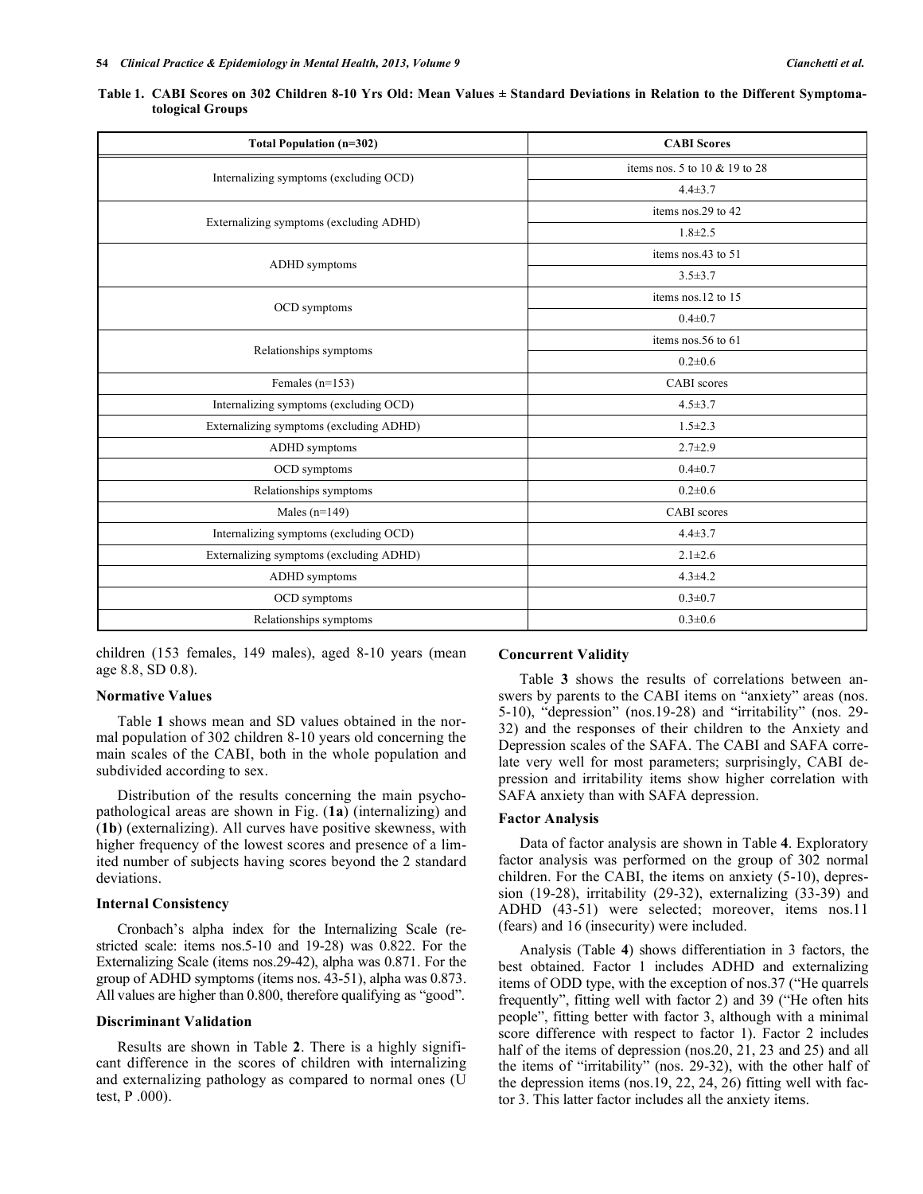**Table 1. CABI Scores on 302 Children 8-10 Yrs Old: Mean Values ± Standard Deviations in Relation to the Different Symptomatological Groups**

| Total Population (n=302) | CABI Scores |
|---|---|
| Internalizing symptoms (excluding OCD) | items nos. 5 to 10 & 19 to 28 |
| | 4.4±3.7 |
| Externalizing symptoms (excluding ADHD) | items nos.29 to 42 |
| | 1.8±2.5 |
| ADHD symptoms | items nos.43 to 51 |
| | 3.5±3.7 |
| OCD symptoms | items nos.12 to 15 |
| | 0.4±0.7 |
| Relationships symptoms | items nos.56 to 61 |
| | 0.2±0.6 |
| Females (n=153) | CABI scores |
| Internalizing symptoms (excluding OCD) | 4.5±3.7 |
| Externalizing symptoms (excluding ADHD) | 1.5±2.3 |
| ADHD symptoms | 2.7±2.9 |
| OCD symptoms | 0.4±0.7 |
| Relationships symptoms | 0.2±0.6 |
| Males (n=149) | CABI scores |
| Internalizing symptoms (excluding OCD) | 4.4±3.7 |
| Externalizing symptoms (excluding ADHD) | 2.1±2.6 |
| ADHD symptoms | 4.3±4.2 |
| OCD symptoms | 0.3±0.7 |
| Relationships symptoms | 0.3±0.6 |

children (153 females, 149 males), aged 8-10 years (mean age 8.8, SD 0.8).

### Normative Values

Table **1** shows mean and SD values obtained in the normal population of 302 children 8-10 years old concerning the main scales of the CABI, both in the whole population and subdivided according to sex.

Distribution of the results concerning the main psychopathological areas are shown in Fig. (**1a**) (internalizing) and (**1b**) (externalizing). All curves have positive skewness, with higher frequency of the lowest scores and presence of a limited number of subjects having scores beyond the 2 standard deviations.

### Internal Consistency

Cronbach's alpha index for the Internalizing Scale (restricted scale: items nos.5-10 and 19-28) was 0.822. For the Externalizing Scale (items nos.29-42), alpha was 0.871. For the group of ADHD symptoms (items nos. 43-51), alpha was 0.873. All values are higher than 0.800, therefore qualifying as "good".

### Discriminant Validation

Results are shown in Table **2**. There is a highly significant difference in the scores of children with internalizing and externalizing pathology as compared to normal ones (U test, P .000).

### Concurrent Validity

Table **3** shows the results of correlations between answers by parents to the CABI items on "anxiety" areas (nos. 5-10), "depression" (nos.19-28) and "irritability" (nos. 29-32) and the responses of their children to the Anxiety and Depression scales of the SAFA. The CABI and SAFA correlate very well for most parameters; surprisingly, CABI depression and irritability items show higher correlation with SAFA anxiety than with SAFA depression.

### Factor Analysis

Data of factor analysis are shown in Table **4**. Exploratory factor analysis was performed on the group of 302 normal children. For the CABI, the items on anxiety (5-10), depression (19-28), irritability (29-32), externalizing (33-39) and ADHD (43-51) were selected; moreover, items nos.11 (fears) and 16 (insecurity) were included.

Analysis (Table **4**) shows differentiation in 3 factors, the best obtained. Factor 1 includes ADHD and externalizing items of ODD type, with the exception of nos.37 ("He quarrels frequently", fitting well with factor 2) and 39 ("He often hits people", fitting better with factor 3, although with a minimal score difference with respect to factor 1). Factor 2 includes half of the items of depression (nos.20, 21, 23 and 25) and all the items of "irritability" (nos. 29-32), with the other half of the depression items (nos.19, 22, 24, 26) fitting well with factor 3. This latter factor includes all the anxiety items.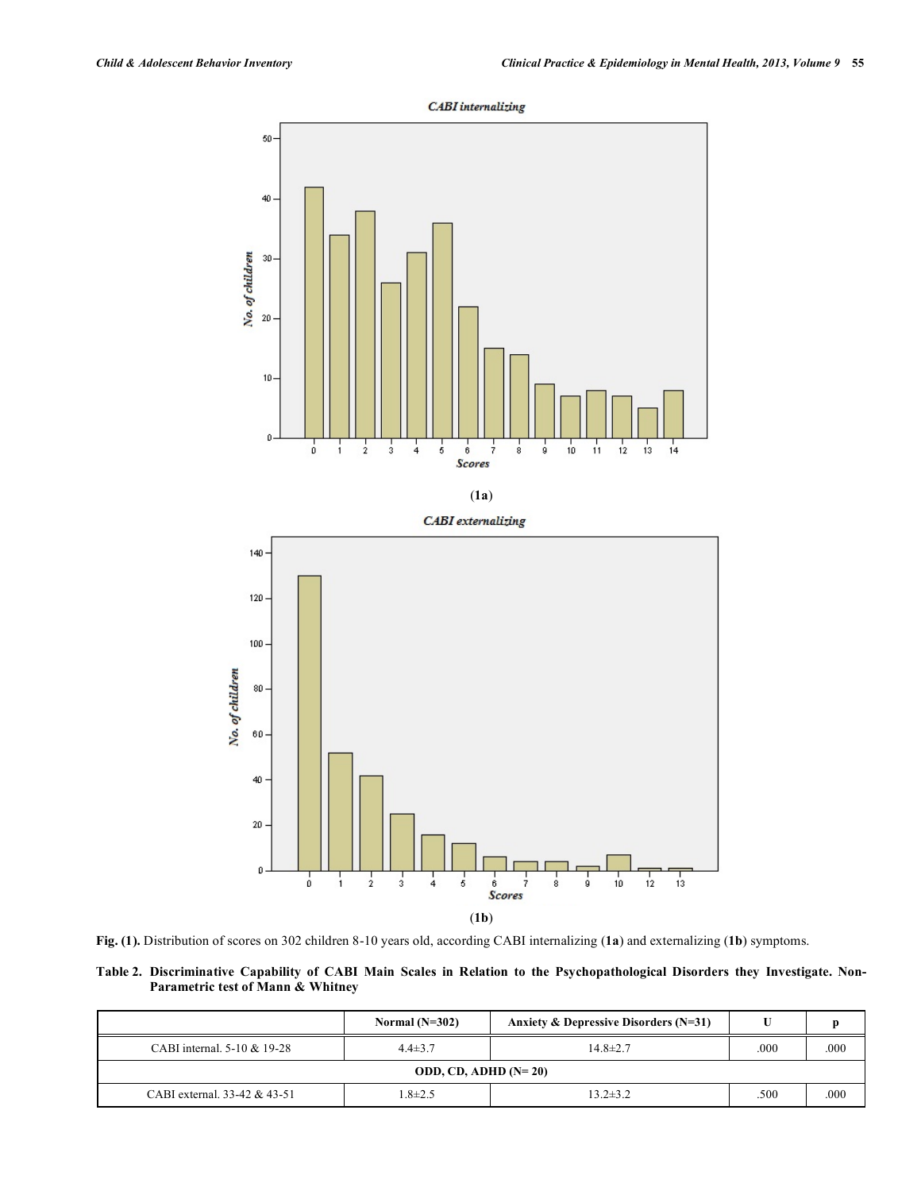(**1a**)

(**1b**)

**Fig. (1).** Distribution of scores on 302 children 8-10 years old, according CABI internalizing (**1a**) and externalizing (**1b**) symptoms.

**Table 2. Discriminative Capability of CABI Main Scales in Relation to the Psychopathological Disorders they Investigate. Non-Parametric test of Mann & Whitney**

| | Normal (N=302) | Anxiety & Depressive Disorders (N=31) | U | p |
|---|---|---|---|---|
| CABI internal. 5-10 & 19-28 | 4.4±3.7 | 14.8±2.7 | .000 | .000 |
| | | **ODD, CD, ADHD (N= 20)** | | |
| CABI external. 33-42 & 43-51 | 1.8±2.5 | 13.2±3.2 | .500 | .000 |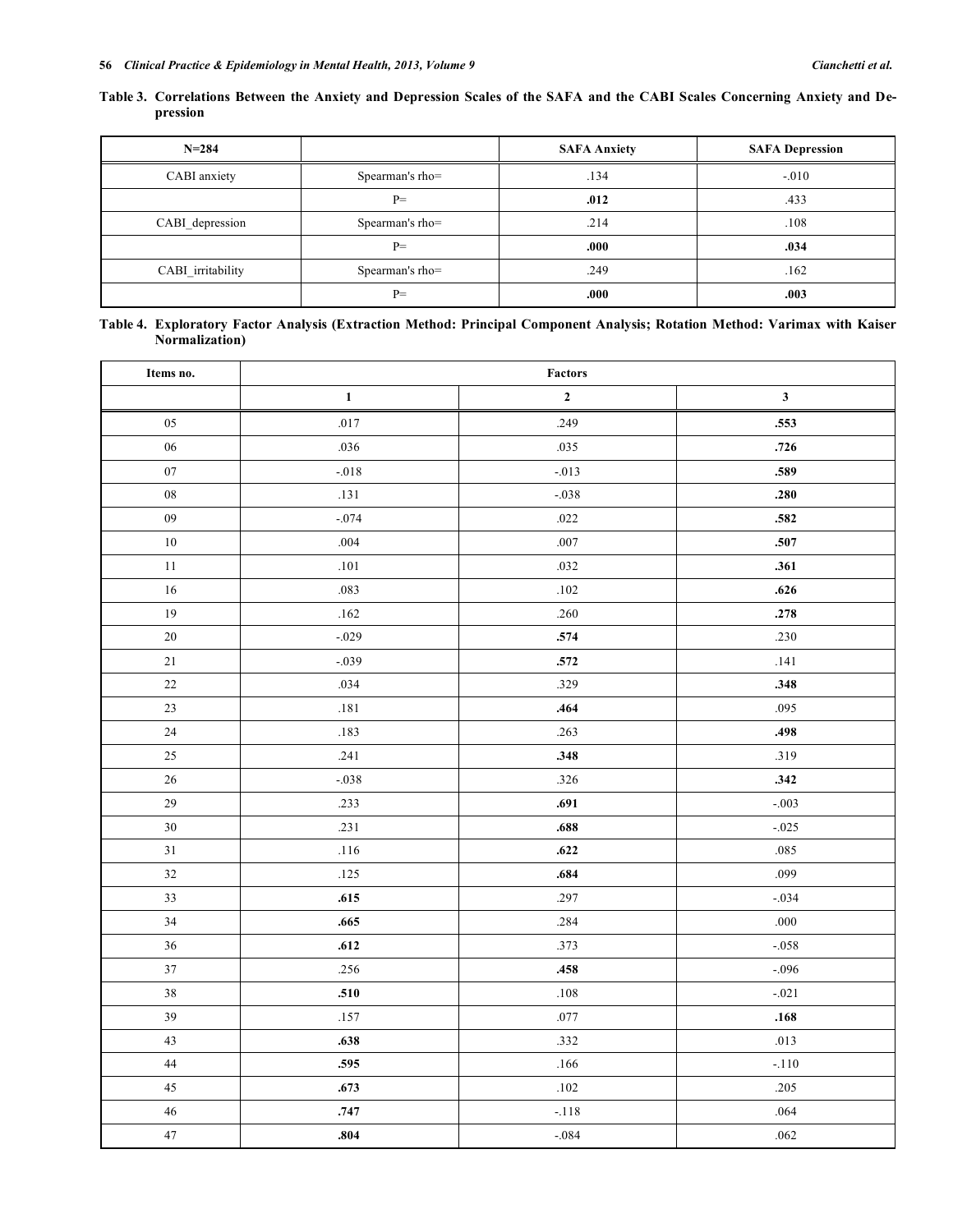**Table 3. Correlations Between the Anxiety and Depression Scales of the SAFA and the CABI Scales Concerning Anxiety and Depression**

| N=284 | | SAFA Anxiety | SAFA Depression |
|---|---|---|---|
| CABI anxiety | Spearman's rho= | .134 | -.010 |
| | P= | **.012** | .433 |
| CABI_depression | Spearman's rho= | .214 | .108 |
| | P= | **.000** | **.034** |
| CABI_irritability | Spearman's rho= | .249 | .162 |
| | P= | **.000** | **.003** |

**Table 4. Exploratory Factor Analysis (Extraction Method: Principal Component Analysis; Rotation Method: Varimax with Kaiser Normalization)**

| Items no. | Factors | | |
|---|---|---|---|
| | **1** | **2** | **3** |
| 05 | .017 | .249 | **.553** |
| 06 | .036 | .035 | **.726** |
| 07 | -.018 | -.013 | **.589** |
| 08 | .131 | -.038 | **.280** |
| 09 | -.074 | .022 | **.582** |
| 10 | .004 | .007 | **.507** |
| 11 | .101 | .032 | **.361** |
| 16 | .083 | .102 | **.626** |
| 19 | .162 | .260 | **.278** |
| 20 | -.029 | **.574** | .230 |
| 21 | -.039 | **.572** | .141 |
| 22 | .034 | .329 | **.348** |
| 23 | .181 | **.464** | .095 |
| 24 | .183 | .263 | **.498** |
| 25 | .241 | **.348** | .319 |
| 26 | -.038 | .326 | **.342** |
| 29 | .233 | **.691** | -.003 |
| 30 | .231 | **.688** | -.025 |
| 31 | .116 | **.622** | .085 |
| 32 | .125 | **.684** | .099 |
| 33 | **.615** | .297 | -.034 |
| 34 | **.665** | .284 | .000 |
| 36 | **.612** | .373 | -.058 |
| 37 | .256 | **.458** | -.096 |
| 38 | **.510** | .108 | -.021 |
| 39 | .157 | .077 | **.168** |
| 43 | **.638** | .332 | .013 |
| 44 | **.595** | .166 | -.110 |
| 45 | **.673** | .102 | .205 |
| 46 | **.747** | -.118 | .064 |
| 47 | **.804** | -.084 | .062 |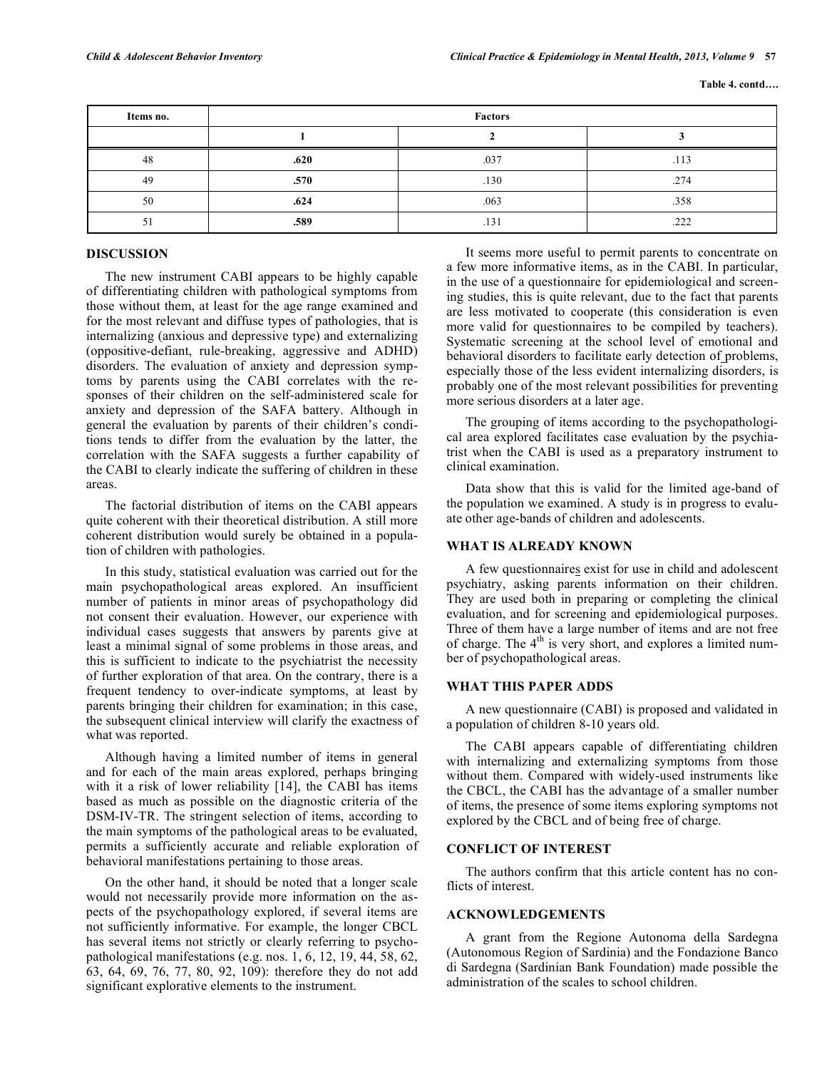**Table 4. contd….**

| Items no. | Factors | | |
|---|---|---|---|
| | 1 | 2 | 3 |
| 48 | **.620** | .037 | .113 |
| 49 | **.570** | .130 | .274 |
| 50 | **.624** | .063 | .358 |
| 51 | **.589** | .131 | .222 |

## DISCUSSION

The new instrument CABI appears to be highly capable of differentiating children with pathological symptoms from those without them, at least for the age range examined and for the most relevant and diffuse types of pathologies, that is internalizing (anxious and depressive type) and externalizing (oppositive-defiant, rule-breaking, aggressive and ADHD) disorders. The evaluation of anxiety and depression symptoms by parents using the CABI correlates with the responses of their children on the self-administered scale for anxiety and depression of the SAFA battery. Although in general the evaluation by parents of their children's conditions tends to differ from the evaluation by the latter, the correlation with the SAFA suggests a further capability of the CABI to clearly indicate the suffering of children in these areas.

The factorial distribution of items on the CABI appears quite coherent with their theoretical distribution. A still more coherent distribution would surely be obtained in a population of children with pathologies.

In this study, statistical evaluation was carried out for the main psychopathological areas explored. An insufficient number of patients in minor areas of psychopathology did not consent their evaluation. However, our experience with individual cases suggests that answers by parents give at least a minimal signal of some problems in those areas, and this is sufficient to indicate to the psychiatrist the necessity of further exploration of that area. On the contrary, there is a frequent tendency to over-indicate symptoms, at least by parents bringing their children for examination; in this case, the subsequent clinical interview will clarify the exactness of what was reported.

Although having a limited number of items in general and for each of the main areas explored, perhaps bringing with it a risk of lower reliability [14], the CABI has items based as much as possible on the diagnostic criteria of the DSM-IV-TR. The stringent selection of items, according to the main symptoms of the pathological areas to be evaluated, permits a sufficiently accurate and reliable exploration of behavioral manifestations pertaining to those areas.

On the other hand, it should be noted that a longer scale would not necessarily provide more information on the aspects of the psychopathology explored, if several items are not sufficiently informative. For example, the longer CBCL has several items not strictly or clearly referring to psychopathological manifestations (e.g. nos. 1, 6, 12, 19, 44, 58, 62, 63, 64, 69, 76, 77, 80, 92, 109): therefore they do not add significant explorative elements to the instrument.

It seems more useful to permit parents to concentrate on a few more informative items, as in the CABI. In particular, in the use of a questionnaire for epidemiological and screening studies, this is quite relevant, due to the fact that parents are less motivated to cooperate (this consideration is even more valid for questionnaires to be compiled by teachers). Systematic screening at the school level of emotional and behavioral disorders to facilitate early detection of problems, especially those of the less evident internalizing disorders, is probably one of the most relevant possibilities for preventing more serious disorders at a later age.

The grouping of items according to the psychopathological area explored facilitates case evaluation by the psychiatrist when the CABI is used as a preparatory instrument to clinical examination.

Data show that this is valid for the limited age-band of the population we examined. A study is in progress to evaluate other age-bands of children and adolescents.

## WHAT IS ALREADY KNOWN

A few questionnaires exist for use in child and adolescent psychiatry, asking parents information on their children. They are used both in preparing or completing the clinical evaluation, and for screening and epidemiological purposes. Three of them have a large number of items and are not free of charge. The 4th is very short, and explores a limited number of psychopathological areas.

## WHAT THIS PAPER ADDS

A new questionnaire (CABI) is proposed and validated in a population of children 8-10 years old.

The CABI appears capable of differentiating children with internalizing and externalizing symptoms from those without them. Compared with widely-used instruments like the CBCL, the CABI has the advantage of a smaller number of items, the presence of some items exploring symptoms not explored by the CBCL and of being free of charge.

## CONFLICT OF INTEREST

The authors confirm that this article content has no conflicts of interest.

## ACKNOWLEDGEMENTS

A grant from the Regione Autonoma della Sardegna (Autonomous Region of Sardinia) and the Fondazione Banco di Sardegna (Sardinian Bank Foundation) made possible the administration of the scales to school children.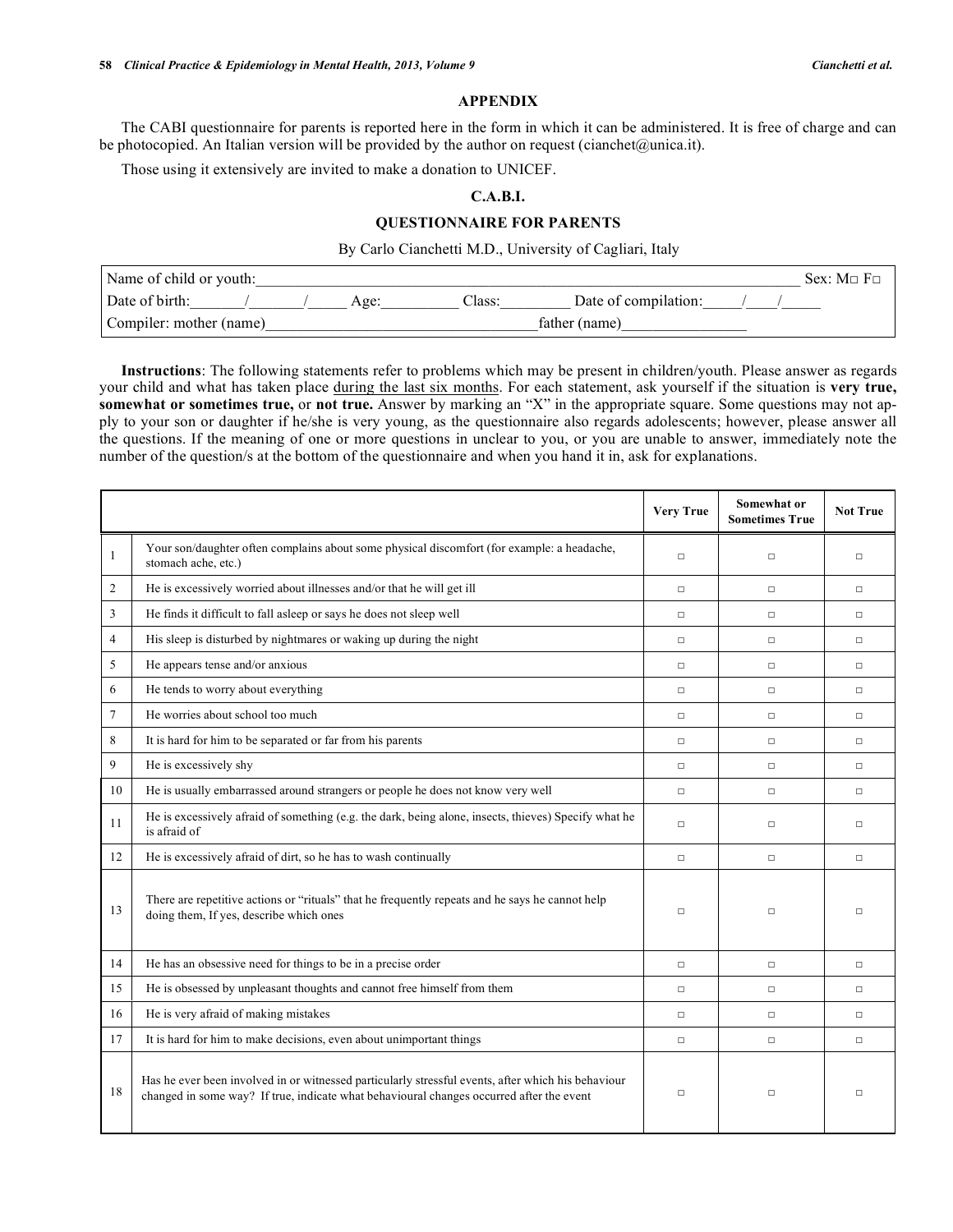## APPENDIX

The CABI questionnaire for parents is reported here in the form in which it can be administered. It is free of charge and can be photocopied. An Italian version will be provided by the author on request (cianchet@unica.it).

Those using it extensively are invited to make a donation to UNICEF.

### C.A.B.I.

### QUESTIONNAIRE FOR PARENTS

By Carlo Cianchetti M.D., University of Cagliari, Italy

| | | | |
|---|---|---|---|
| Name of child or youth:______________________________ | | | Sex: M□ F□ |
| Date of birth:\_\_\_\_\_\_/\_\_\_\_\_\_/\_\_\_\_\_ | Age:\_\_\_\_\_\_\_\_\_ | Class:\_\_\_\_\_\_\_\_ | Date of compilation:\_\_\_\_\_/\_\_\_\_/\_\_\_\_\_ |
| Compiler: mother (name)______________________________ | | father (name)________________ | |

**Instructions**: The following statements refer to problems which may be present in children/youth. Please answer as regards your child and what has taken place during the last six months. For each statement, ask yourself if the situation is **very true, somewhat or sometimes true,** or **not true.** Answer by marking an "X" in the appropriate square. Some questions may not apply to your son or daughter if he/she is very young, as the questionnaire also regards adolescents; however, please answer all the questions. If the meaning of one or more questions in unclear to you, or you are unable to answer, immediately note the number of the question/s at the bottom of the questionnaire and when you hand it in, ask for explanations.

| | | Very True | Somewhat or Sometimes True | Not True |
|---|---|---|---|---|
| 1 | Your son/daughter often complains about some physical discomfort (for example: a headache, stomach ache, etc.) | □ | □ | □ |
| 2 | He is excessively worried about illnesses and/or that he will get ill | □ | □ | □ |
| 3 | He finds it difficult to fall asleep or says he does not sleep well | □ | □ | □ |
| 4 | His sleep is disturbed by nightmares or waking up during the night | □ | □ | □ |
| 5 | He appears tense and/or anxious | □ | □ | □ |
| 6 | He tends to worry about everything | □ | □ | □ |
| 7 | He worries about school too much | □ | □ | □ |
| 8 | It is hard for him to be separated or far from his parents | □ | □ | □ |
| 9 | He is excessively shy | □ | □ | □ |
| 10 | He is usually embarrassed around strangers or people he does not know very well | □ | □ | □ |
| 11 | He is excessively afraid of something (e.g. the dark, being alone, insects, thieves) Specify what he is afraid of | □ | □ | □ |
| 12 | He is excessively afraid of dirt, so he has to wash continually | □ | □ | □ |
| 13 | There are repetitive actions or "rituals" that he frequently repeats and he says he cannot help doing them, If yes, describe which ones | □ | □ | □ |
| 14 | He has an obsessive need for things to be in a precise order | □ | □ | □ |
| 15 | He is obsessed by unpleasant thoughts and cannot free himself from them | □ | □ | □ |
| 16 | He is very afraid of making mistakes | □ | □ | □ |
| 17 | It is hard for him to make decisions, even about unimportant things | □ | □ | □ |
| 18 | Has he ever been involved in or witnessed particularly stressful events, after which his behaviour changed in some way? If true, indicate what behavioural changes occurred after the event | □ | □ | □ |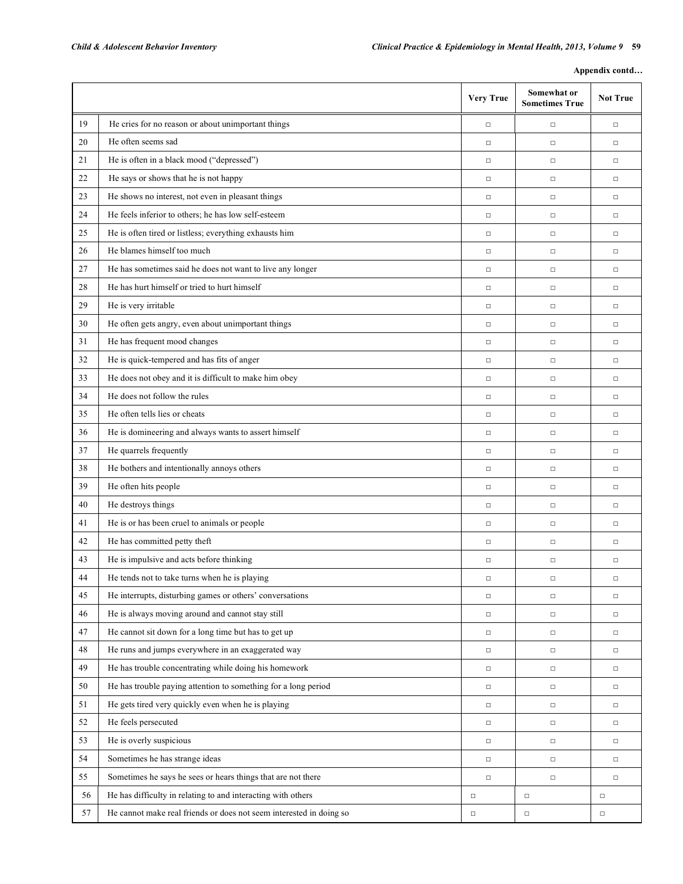**Appendix contd…**

| | | Very True | Somewhat or Sometimes True | Not True |
|---|---|---|---|---|
| 19 | He cries for no reason or about unimportant things | □ | □ | □ |
| 20 | He often seems sad | □ | □ | □ |
| 21 | He is often in a black mood ("depressed") | □ | □ | □ |
| 22 | He says or shows that he is not happy | □ | □ | □ |
| 23 | He shows no interest, not even in pleasant things | □ | □ | □ |
| 24 | He feels inferior to others; he has low self-esteem | □ | □ | □ |
| 25 | He is often tired or listless; everything exhausts him | □ | □ | □ |
| 26 | He blames himself too much | □ | □ | □ |
| 27 | He has sometimes said he does not want to live any longer | □ | □ | □ |
| 28 | He has hurt himself or tried to hurt himself | □ | □ | □ |
| 29 | He is very irritable | □ | □ | □ |
| 30 | He often gets angry, even about unimportant things | □ | □ | □ |
| 31 | He has frequent mood changes | □ | □ | □ |
| 32 | He is quick-tempered and has fits of anger | □ | □ | □ |
| 33 | He does not obey and it is difficult to make him obey | □ | □ | □ |
| 34 | He does not follow the rules | □ | □ | □ |
| 35 | He often tells lies or cheats | □ | □ | □ |
| 36 | He is domineering and always wants to assert himself | □ | □ | □ |
| 37 | He quarrels frequently | □ | □ | □ |
| 38 | He bothers and intentionally annoys others | □ | □ | □ |
| 39 | He often hits people | □ | □ | □ |
| 40 | He destroys things | □ | □ | □ |
| 41 | He is or has been cruel to animals or people | □ | □ | □ |
| 42 | He has committed petty theft | □ | □ | □ |
| 43 | He is impulsive and acts before thinking | □ | □ | □ |
| 44 | He tends not to take turns when he is playing | □ | □ | □ |
| 45 | He interrupts, disturbing games or others' conversations | □ | □ | □ |
| 46 | He is always moving around and cannot stay still | □ | □ | □ |
| 47 | He cannot sit down for a long time but has to get up | □ | □ | □ |
| 48 | He runs and jumps everywhere in an exaggerated way | □ | □ | □ |
| 49 | He has trouble concentrating while doing his homework | □ | □ | □ |
| 50 | He has trouble paying attention to something for a long period | □ | □ | □ |
| 51 | He gets tired very quickly even when he is playing | □ | □ | □ |
| 52 | He feels persecuted | □ | □ | □ |
| 53 | He is overly suspicious | □ | □ | □ |
| 54 | Sometimes he has strange ideas | □ | □ | □ |
| 55 | Sometimes he says he sees or hears things that are not there | □ | □ | □ |
| 56 | He has difficulty in relating to and interacting with others | □ | □ | □ |
| 57 | He cannot make real friends or does not seem interested in doing so | □ | □ | □ |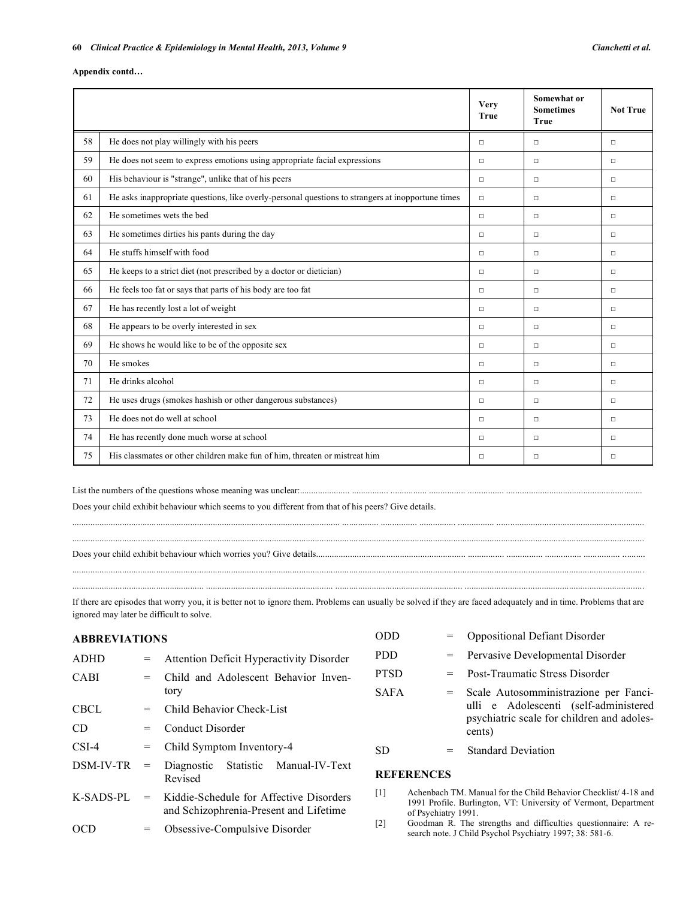**Appendix contd…**

| | | Very True | Somewhat or Sometimes True | Not True |
|---|---|---|---|---|
| 58 | He does not play willingly with his peers | □ | □ | □ |
| 59 | He does not seem to express emotions using appropriate facial expressions | □ | □ | □ |
| 60 | His behaviour is "strange", unlike that of his peers | □ | □ | □ |
| 61 | He asks inappropriate questions, like overly-personal questions to strangers at inopportune times | □ | □ | □ |
| 62 | He sometimes wets the bed | □ | □ | □ |
| 63 | He sometimes dirties his pants during the day | □ | □ | □ |
| 64 | He stuffs himself with food | □ | □ | □ |
| 65 | He keeps to a strict diet (not prescribed by a doctor or dietician) | □ | □ | □ |
| 66 | He feels too fat or says that parts of his body are too fat | □ | □ | □ |
| 67 | He has recently lost a lot of weight | □ | □ | □ |
| 68 | He appears to be overly interested in sex | □ | □ | □ |
| 69 | He shows he would like to be of the opposite sex | □ | □ | □ |
| 70 | He smokes | □ | □ | □ |
| 71 | He drinks alcohol | □ | □ | □ |
| 72 | He uses drugs (smokes hashish or other dangerous substances) | □ | □ | □ |
| 73 | He does not do well at school | □ | □ | □ |
| 74 | He has recently done much worse at school | □ | □ | □ |
| 75 | His classmates or other children make fun of him, threaten or mistreat him | □ | □ | □ |

List the numbers of the questions whose meaning was unclear:......................................................................................

Does your child exhibit behaviour which seems to you different from that of his peers? Give details.

..........................................................................................................................................................................

..........................................................................................................................................................................

Does your child exhibit behaviour which worries you? Give details.......................................................................

..........................................................................................................................................................................

..........................................................................................................................................................................

If there are episodes that worry you, it is better not to ignore them. Problems can usually be solved if they are faced adequately and in time. Problems that are ignored may later be difficult to solve.

## ABBREVIATIONS

ADHD = Attention Deficit Hyperactivity Disorder

CABI = Child and Adolescent Behavior Inventory

CBCL = Child Behavior Check-List

CD = Conduct Disorder

CSI-4 = Child Symptom Inventory-4

DSM-IV-TR = Diagnostic Statistic Manual-IV-Text Revised

K-SADS-PL = Kiddie-Schedule for Affective Disorders and Schizophrenia-Present and Lifetime

OCD = Obsessive-Compulsive Disorder

ODD = Oppositional Defiant Disorder

PDD = Pervasive Developmental Disorder

PTSD = Post-Traumatic Stress Disorder

SAFA = Scale Autosomministrazione per Fanciulli e Adolescenti (self-administered psychiatric scale for children and adolescents)

SD = Standard Deviation

## REFERENCES

[1] Achenbach TM. Manual for the Child Behavior Checklist/ 4-18 and 1991 Profile. Burlington, VT: University of Vermont, Department of Psychiatry 1991.

[2] Goodman R. The strengths and difficulties questionnaire: A research note. J Child Psychol Psychiatry 1997; 38: 581-6.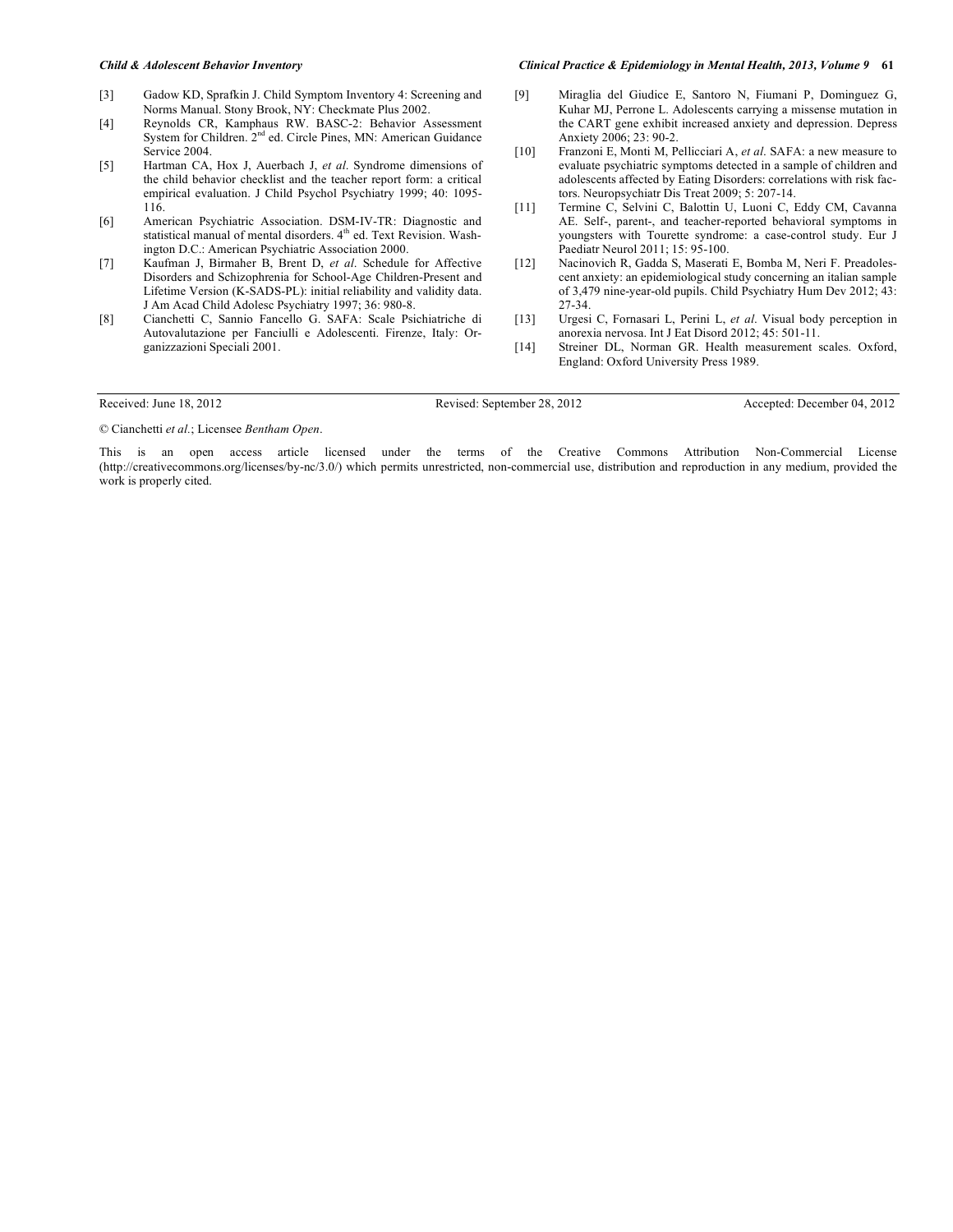[3] Gadow KD, Sprafkin J. Child Symptom Inventory 4: Screening and Norms Manual. Stony Brook, NY: Checkmate Plus 2002.

[4] Reynolds CR, Kamphaus RW. BASC-2: Behavior Assessment System for Children. 2nd ed. Circle Pines, MN: American Guidance Service 2004.

[5] Hartman CA, Hox J, Auerbach J, *et al*. Syndrome dimensions of the child behavior checklist and the teacher report form: a critical empirical evaluation. J Child Psychol Psychiatry 1999; 40: 1095-116.

[6] American Psychiatric Association. DSM-IV-TR: Diagnostic and statistical manual of mental disorders. 4th ed. Text Revision. Washington D.C.: American Psychiatric Association 2000.

[7] Kaufman J, Birmaher B, Brent D, *et al*. Schedule for Affective Disorders and Schizophrenia for School-Age Children-Present and Lifetime Version (K-SADS-PL): initial reliability and validity data. J Am Acad Child Adolesc Psychiatry 1997; 36: 980-8.

[8] Cianchetti C, Sannio Fancello G. SAFA: Scale Psichiatriche di Autovalutazione per Fanciulli e Adolescenti. Firenze, Italy: Organizzazioni Speciali 2001.

[9] Miraglia del Giudice E, Santoro N, Fiumani P, Dominguez G, Kuhar MJ, Perrone L. Adolescents carrying a missense mutation in the CART gene exhibit increased anxiety and depression. Depress Anxiety 2006; 23: 90-2.

[10] Franzoni E, Monti M, Pellicciari A, *et al*. SAFA: a new measure to evaluate psychiatric symptoms detected in a sample of children and adolescents affected by Eating Disorders: correlations with risk factors. Neuropsychiatr Dis Treat 2009; 5: 207-14.

[11] Termine C, Selvini C, Balottin U, Luoni C, Eddy CM, Cavanna AE. Self-, parent-, and teacher-reported behavioral symptoms in youngsters with Tourette syndrome: a case-control study. Eur J Paediatr Neurol 2011; 15: 95-100.

[12] Nacinovich R, Gadda S, Maserati E, Bomba M, Neri F. Preadolescent anxiety: an epidemiological study concerning an italian sample of 3,479 nine-year-old pupils. Child Psychiatry Hum Dev 2012; 43: 27-34.

[13] Urgesi C, Fornasari L, Perini L, *et al*. Visual body perception in anorexia nervosa. Int J Eat Disord 2012; 45: 501-11.

[14] Streiner DL, Norman GR. Health measurement scales. Oxford, England: Oxford University Press 1989.

Received: June 18, 2012 Revised: September 28, 2012 Accepted: December 04, 2012

© Cianchetti *et al*.; Licensee *Bentham Open*.

This is an open access article licensed under the terms of the Creative Commons Attribution Non-Commercial License (http://creativecommons.org/licenses/by-nc/3.0/) which permits unrestricted, non-commercial use, distribution and reproduction in any medium, provided the work is properly cited.